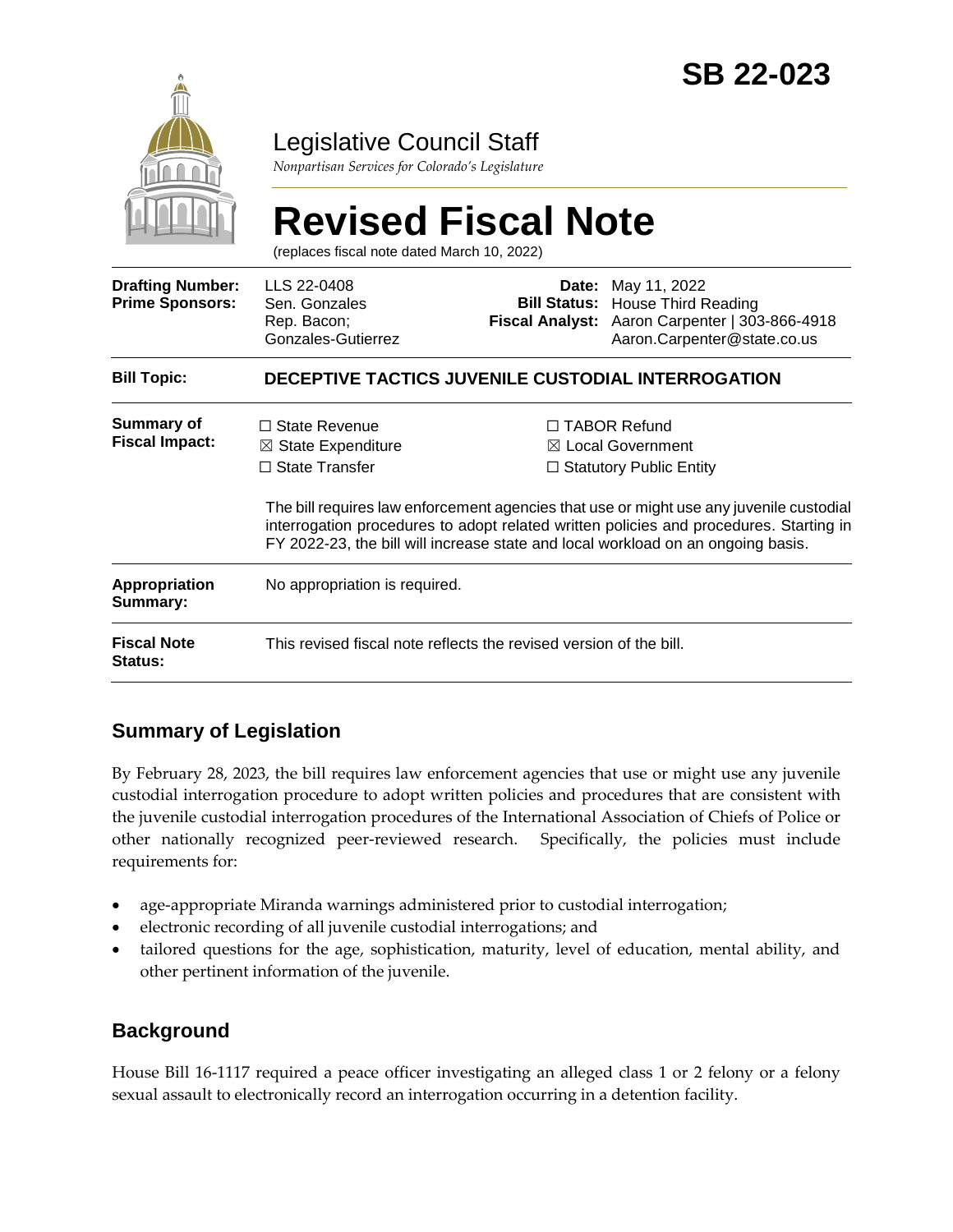# SB 22-023

Legislative Council Staff

*Nonpartisan Services for Colorado's Legislature*

# Revised Fiscal Note

(replaces fiscal note dated March 10, 2022)

| | | | |
|---|---|---|---|
| **Drafting Number:** | LLS 22-0408 | **Date:** | May 11, 2022 |
| **Prime Sponsors:** | Sen. Gonzales<br>Rep. Bacon; Gonzales-Gutierrez | **Bill Status:** | House Third Reading |
| | | **Fiscal Analyst:** | Aaron Carpenter \| 303-866-4918<br>Aaron.Carpenter@state.co.us |

| | |
|---|---|
| **Bill Topic:** | **DECEPTIVE TACTICS JUVENILE CUSTODIAL INTERROGATION** |
| **Summary of Fiscal Impact:** | ☐ State Revenue ☒ State Expenditure ☐ State Transfer ☐ TABOR Refund ☒ Local Government ☐ Statutory Public Entity<br><br>The bill requires law enforcement agencies that use or might use any juvenile custodial interrogation procedures to adopt related written policies and procedures. Starting in FY 2022-23, the bill will increase state and local workload on an ongoing basis. |
| **Appropriation Summary:** | No appropriation is required. |
| **Fiscal Note Status:** | This revised fiscal note reflects the revised version of the bill. |

## Summary of Legislation

By February 28, 2023, the bill requires law enforcement agencies that use or might use any juvenile custodial interrogation procedure to adopt written policies and procedures that are consistent with the juvenile custodial interrogation procedures of the International Association of Chiefs of Police or other nationally recognized peer-reviewed research. Specifically, the policies must include requirements for:

- age-appropriate Miranda warnings administered prior to custodial interrogation;
- electronic recording of all juvenile custodial interrogations; and
- tailored questions for the age, sophistication, maturity, level of education, mental ability, and other pertinent information of the juvenile.

## Background

House Bill 16-1117 required a peace officer investigating an alleged class 1 or 2 felony or a felony sexual assault to electronically record an interrogation occurring in a detention facility.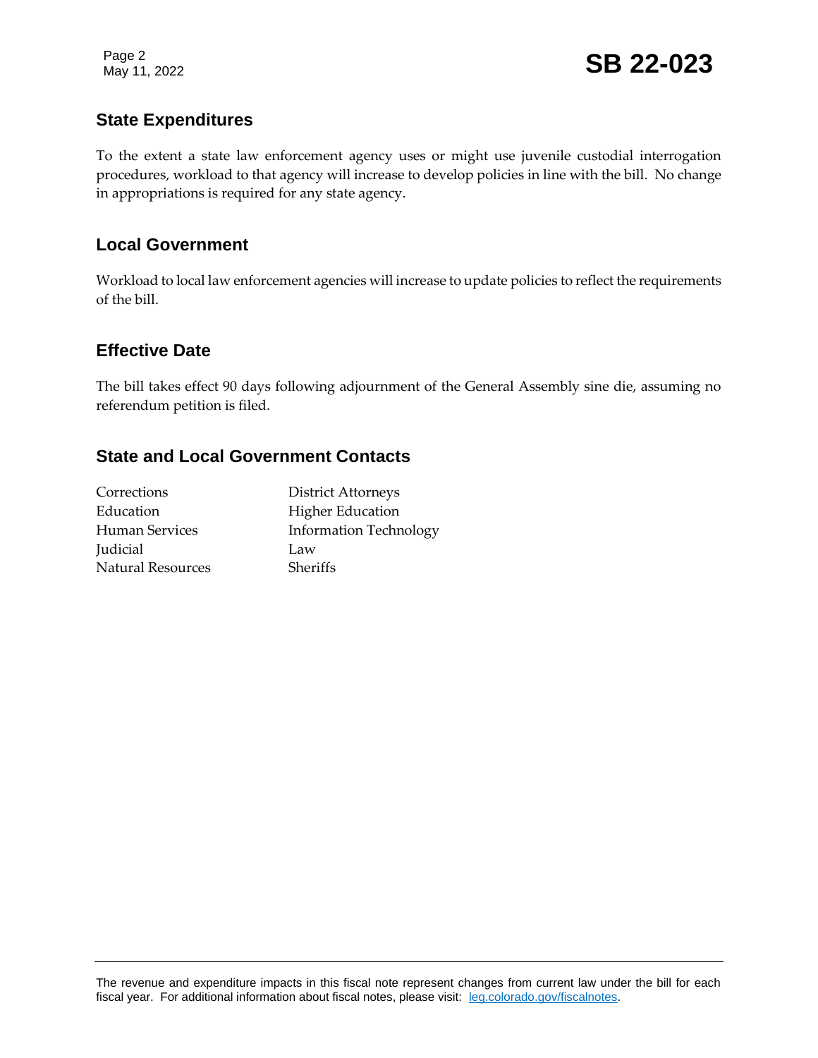## State Expenditures

To the extent a state law enforcement agency uses or might use juvenile custodial interrogation procedures, workload to that agency will increase to develop policies in line with the bill. No change in appropriations is required for any state agency.

## Local Government

Workload to local law enforcement agencies will increase to update policies to reflect the requirements of the bill.

## Effective Date

The bill takes effect 90 days following adjournment of the General Assembly sine die, assuming no referendum petition is filed.

## State and Local Government Contacts

| | |
|---|---|
| Corrections | District Attorneys |
| Education | Higher Education |
| Human Services | Information Technology |
| Judicial | Law |
| Natural Resources | Sheriffs |

The revenue and expenditure impacts in this fiscal note represent changes from current law under the bill for each fiscal year. For additional information about fiscal notes, please visit: leg.colorado.gov/fiscalnotes.